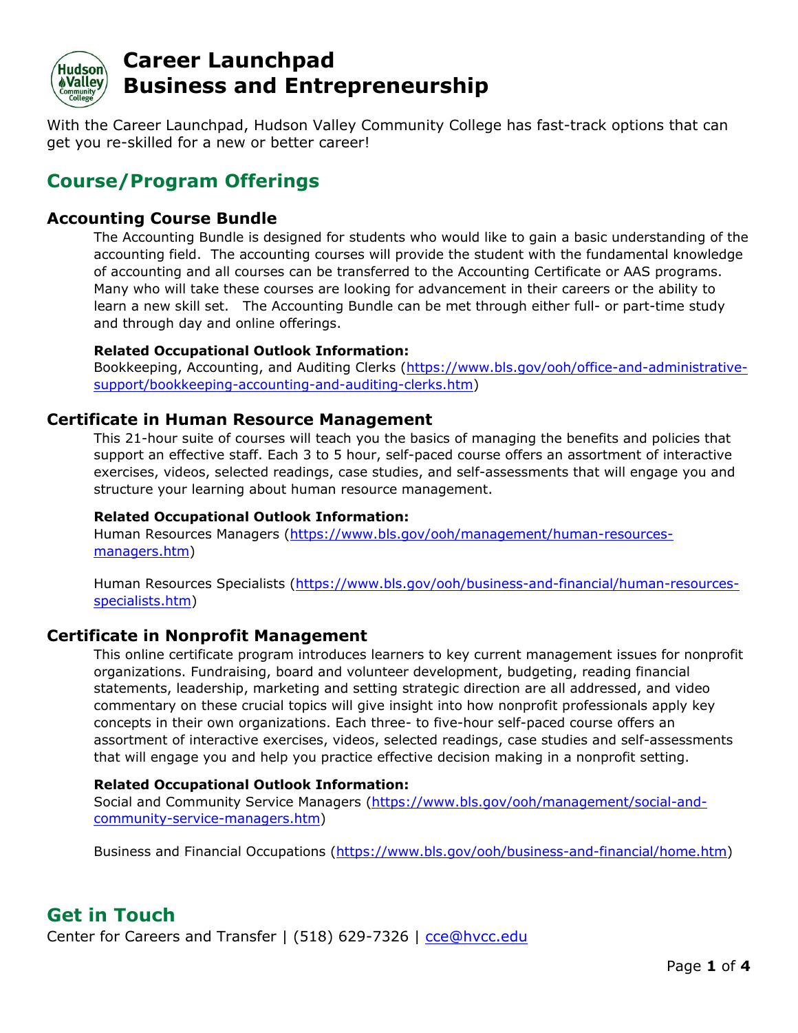# Career Launchpad
# Business and Entrepreneurship

With the Career Launchpad, Hudson Valley Community College has fast-track options that can get you re-skilled for a new or better career!

## Course/Program Offerings

### Accounting Course Bundle

The Accounting Bundle is designed for students who would like to gain a basic understanding of the accounting field. The accounting courses will provide the student with the fundamental knowledge of accounting and all courses can be transferred to the Accounting Certificate or AAS programs. Many who will take these courses are looking for advancement in their careers or the ability to learn a new skill set. The Accounting Bundle can be met through either full- or part-time study and through day and online offerings.

**Related Occupational Outlook Information:**
Bookkeeping, Accounting, and Auditing Clerks (https://www.bls.gov/ooh/office-and-administrative-support/bookkeeping-accounting-and-auditing-clerks.htm)

### Certificate in Human Resource Management

This 21-hour suite of courses will teach you the basics of managing the benefits and policies that support an effective staff. Each 3 to 5 hour, self-paced course offers an assortment of interactive exercises, videos, selected readings, case studies, and self-assessments that will engage you and structure your learning about human resource management.

**Related Occupational Outlook Information:**
Human Resources Managers (https://www.bls.gov/ooh/management/human-resources-managers.htm)

Human Resources Specialists (https://www.bls.gov/ooh/business-and-financial/human-resources-specialists.htm)

### Certificate in Nonprofit Management

This online certificate program introduces learners to key current management issues for nonprofit organizations. Fundraising, board and volunteer development, budgeting, reading financial statements, leadership, marketing and setting strategic direction are all addressed, and video commentary on these crucial topics will give insight into how nonprofit professionals apply key concepts in their own organizations. Each three- to five-hour self-paced course offers an assortment of interactive exercises, videos, selected readings, case studies and self-assessments that will engage you and help you practice effective decision making in a nonprofit setting.

**Related Occupational Outlook Information:**
Social and Community Service Managers (https://www.bls.gov/ooh/management/social-and-community-service-managers.htm)

Business and Financial Occupations (https://www.bls.gov/ooh/business-and-financial/home.htm)

## Get in Touch

Center for Careers and Transfer | (518) 629-7326 | cce@hvcc.edu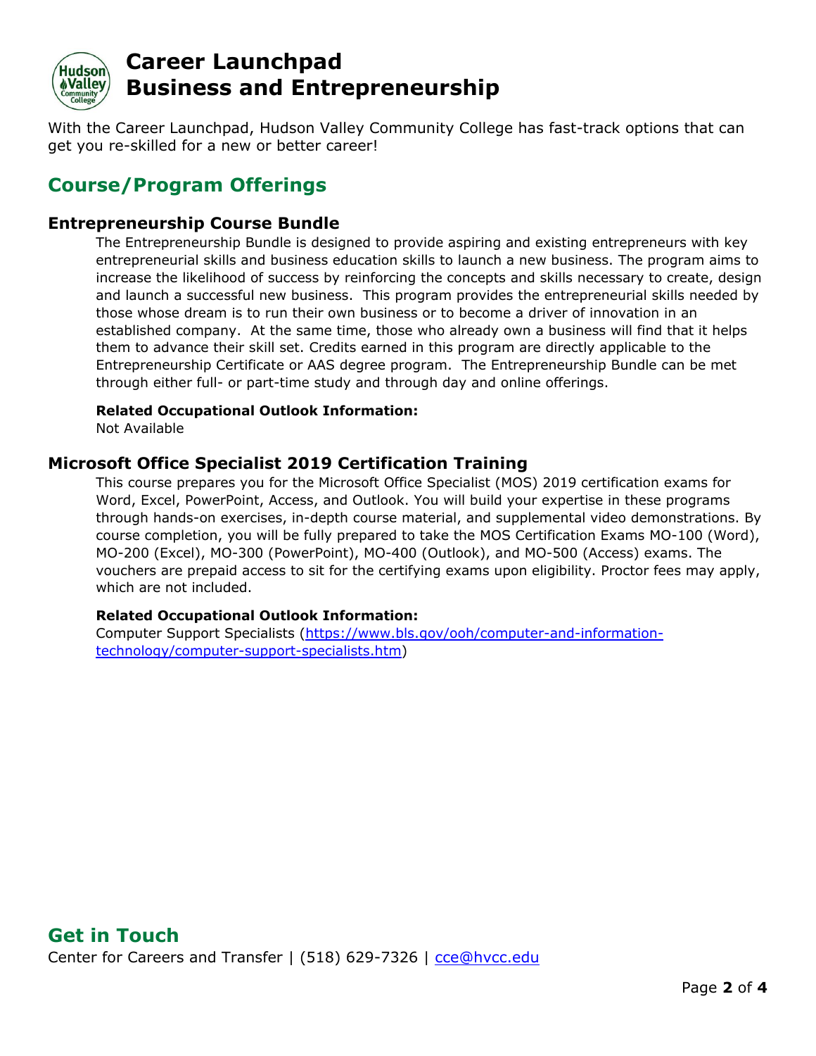# Career Launchpad
# Business and Entrepreneurship

With the Career Launchpad, Hudson Valley Community College has fast-track options that can get you re-skilled for a new or better career!

## Course/Program Offerings

### Entrepreneurship Course Bundle

The Entrepreneurship Bundle is designed to provide aspiring and existing entrepreneurs with key entrepreneurial skills and business education skills to launch a new business. The program aims to increase the likelihood of success by reinforcing the concepts and skills necessary to create, design and launch a successful new business. This program provides the entrepreneurial skills needed by those whose dream is to run their own business or to become a driver of innovation in an established company. At the same time, those who already own a business will find that it helps them to advance their skill set. Credits earned in this program are directly applicable to the Entrepreneurship Certificate or AAS degree program. The Entrepreneurship Bundle can be met through either full- or part-time study and through day and online offerings.

**Related Occupational Outlook Information:**
Not Available

### Microsoft Office Specialist 2019 Certification Training

This course prepares you for the Microsoft Office Specialist (MOS) 2019 certification exams for Word, Excel, PowerPoint, Access, and Outlook. You will build your expertise in these programs through hands-on exercises, in-depth course material, and supplemental video demonstrations. By course completion, you will be fully prepared to take the MOS Certification Exams MO-100 (Word), MO-200 (Excel), MO-300 (PowerPoint), MO-400 (Outlook), and MO-500 (Access) exams. The vouchers are prepaid access to sit for the certifying exams upon eligibility. Proctor fees may apply, which are not included.

**Related Occupational Outlook Information:**
Computer Support Specialists (https://www.bls.gov/ooh/computer-and-information-technology/computer-support-specialists.htm)

## Get in Touch

Center for Careers and Transfer | (518) 629-7326 | cce@hvcc.edu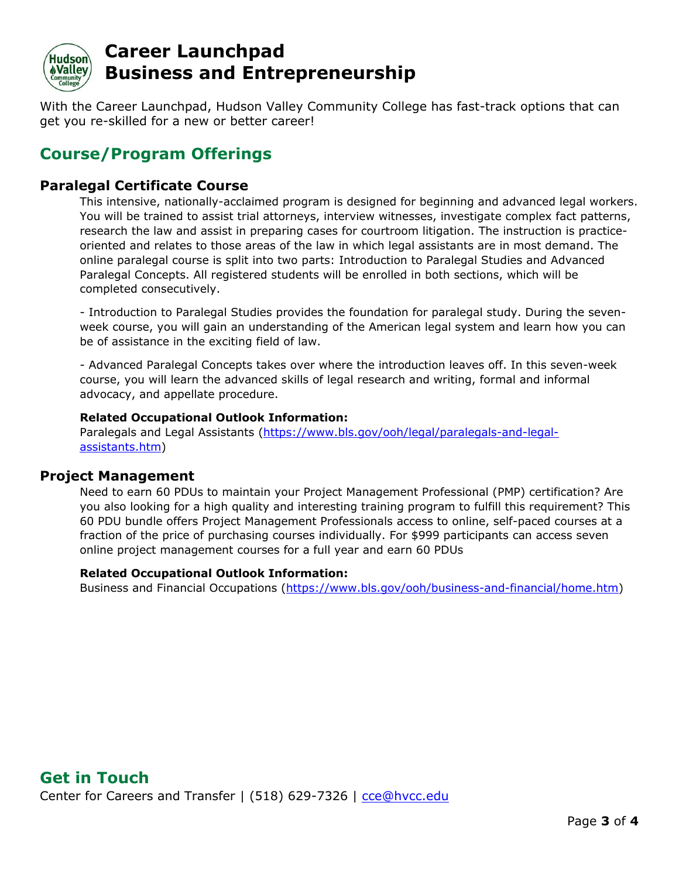# Career Launchpad
# Business and Entrepreneurship

With the Career Launchpad, Hudson Valley Community College has fast-track options that can get you re-skilled for a new or better career!

## Course/Program Offerings

### Paralegal Certificate Course

This intensive, nationally-acclaimed program is designed for beginning and advanced legal workers. You will be trained to assist trial attorneys, interview witnesses, investigate complex fact patterns, research the law and assist in preparing cases for courtroom litigation. The instruction is practice-oriented and relates to those areas of the law in which legal assistants are in most demand. The online paralegal course is split into two parts: Introduction to Paralegal Studies and Advanced Paralegal Concepts. All registered students will be enrolled in both sections, which will be completed consecutively.

- Introduction to Paralegal Studies provides the foundation for paralegal study. During the seven-week course, you will gain an understanding of the American legal system and learn how you can be of assistance in the exciting field of law.

- Advanced Paralegal Concepts takes over where the introduction leaves off. In this seven-week course, you will learn the advanced skills of legal research and writing, formal and informal advocacy, and appellate procedure.

**Related Occupational Outlook Information:**
Paralegals and Legal Assistants (https://www.bls.gov/ooh/legal/paralegals-and-legal-assistants.htm)

### Project Management

Need to earn 60 PDUs to maintain your Project Management Professional (PMP) certification? Are you also looking for a high quality and interesting training program to fulfill this requirement? This 60 PDU bundle offers Project Management Professionals access to online, self-paced courses at a fraction of the price of purchasing courses individually. For $999 participants can access seven online project management courses for a full year and earn 60 PDUs

**Related Occupational Outlook Information:**
Business and Financial Occupations (https://www.bls.gov/ooh/business-and-financial/home.htm)

## Get in Touch

Center for Careers and Transfer | (518) 629-7326 | cce@hvcc.edu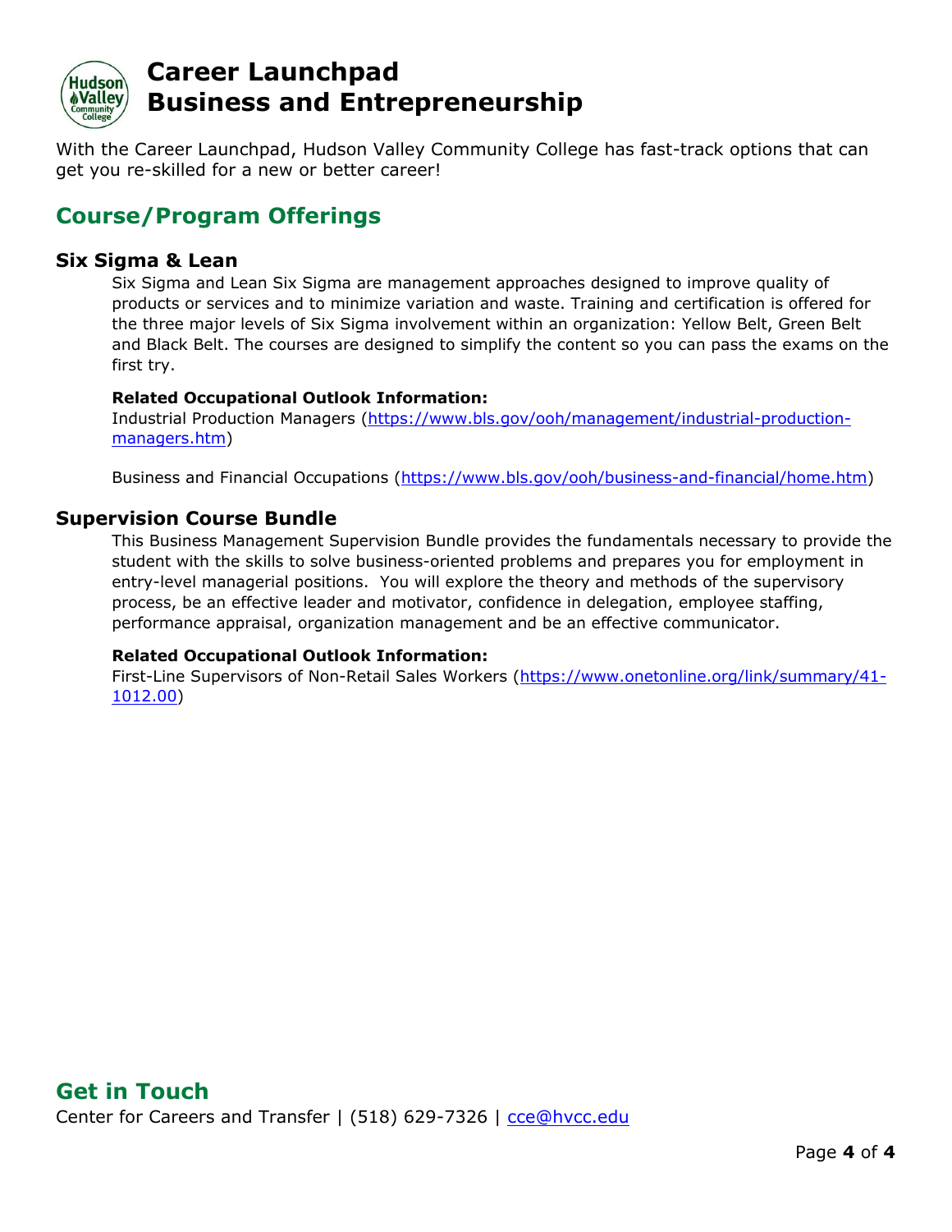# Career Launchpad
# Business and Entrepreneurship

With the Career Launchpad, Hudson Valley Community College has fast-track options that can get you re-skilled for a new or better career!

## Course/Program Offerings

### Six Sigma & Lean

Six Sigma and Lean Six Sigma are management approaches designed to improve quality of products or services and to minimize variation and waste. Training and certification is offered for the three major levels of Six Sigma involvement within an organization: Yellow Belt, Green Belt and Black Belt. The courses are designed to simplify the content so you can pass the exams on the first try.

**Related Occupational Outlook Information:**
Industrial Production Managers (https://www.bls.gov/ooh/management/industrial-production-managers.htm)

Business and Financial Occupations (https://www.bls.gov/ooh/business-and-financial/home.htm)

### Supervision Course Bundle

This Business Management Supervision Bundle provides the fundamentals necessary to provide the student with the skills to solve business-oriented problems and prepares you for employment in entry-level managerial positions. You will explore the theory and methods of the supervisory process, be an effective leader and motivator, confidence in delegation, employee staffing, performance appraisal, organization management and be an effective communicator.

**Related Occupational Outlook Information:**
First-Line Supervisors of Non-Retail Sales Workers (https://www.onetonline.org/link/summary/41-1012.00)

## Get in Touch

Center for Careers and Transfer | (518) 629-7326 | cce@hvcc.edu